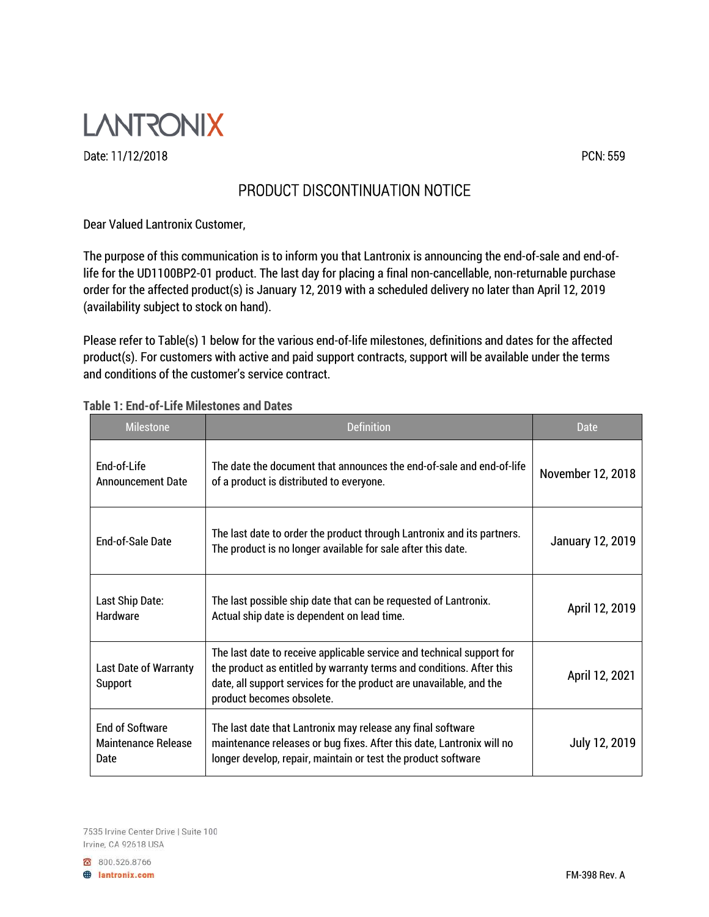LANTRONIX

Date: 11/12/2018

PCN: 559

# PRODUCT DISCONTINUATION NOTICE

Dear Valued Lantronix Customer,

The purpose of this communication is to inform you that Lantronix is announcing the end-of-sale and end-of-life for the UD1100BP2-01 product. The last day for placing a final non-cancellable, non-returnable purchase order for the affected product(s) is January 12, 2019 with a scheduled delivery no later than April 12, 2019 (availability subject to stock on hand).

Please refer to Table(s) 1 below for the various end-of-life milestones, definitions and dates for the affected product(s). For customers with active and paid support contracts, support will be available under the terms and conditions of the customer's service contract.

**Table 1: End-of-Life Milestones and Dates**

| Milestone | Definition | Date |
|---|---|---|
| End-of-Life Announcement Date | The date the document that announces the end-of-sale and end-of-life of a product is distributed to everyone. | November 12, 2018 |
| End-of-Sale Date | The last date to order the product through Lantronix and its partners. The product is no longer available for sale after this date. | January 12, 2019 |
| Last Ship Date: Hardware | The last possible ship date that can be requested of Lantronix. Actual ship date is dependent on lead time. | April 12, 2019 |
| Last Date of Warranty Support | The last date to receive applicable service and technical support for the product as entitled by warranty terms and conditions. After this date, all support services for the product are unavailable, and the product becomes obsolete. | April 12, 2021 |
| End of Software Maintenance Release Date | The last date that Lantronix may release any final software maintenance releases or bug fixes. After this date, Lantronix will no longer develop, repair, maintain or test the product software | July 12, 2019 |

7535 Irvine Center Drive | Suite 100
Irvine, CA 92618 USA

800.526.8766
lantronix.com

FM-398 Rev. A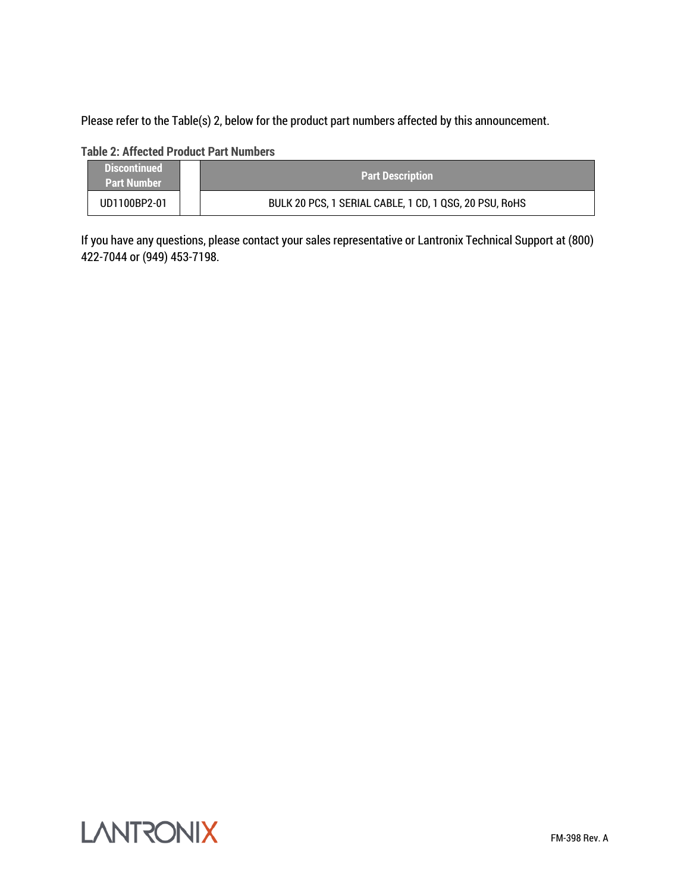Please refer to the Table(s) 2, below for the product part numbers affected by this announcement.

**Table 2: Affected Product Part Numbers**

| Discontinued Part Number | | Part Description |
|---|---|---|
| UD1100BP2-01 | | BULK 20 PCS, 1 SERIAL CABLE, 1 CD, 1 QSG, 20 PSU, RoHS |

If you have any questions, please contact your sales representative or Lantronix Technical Support at (800) 422-7044 or (949) 453-7198.

FM-398 Rev. A